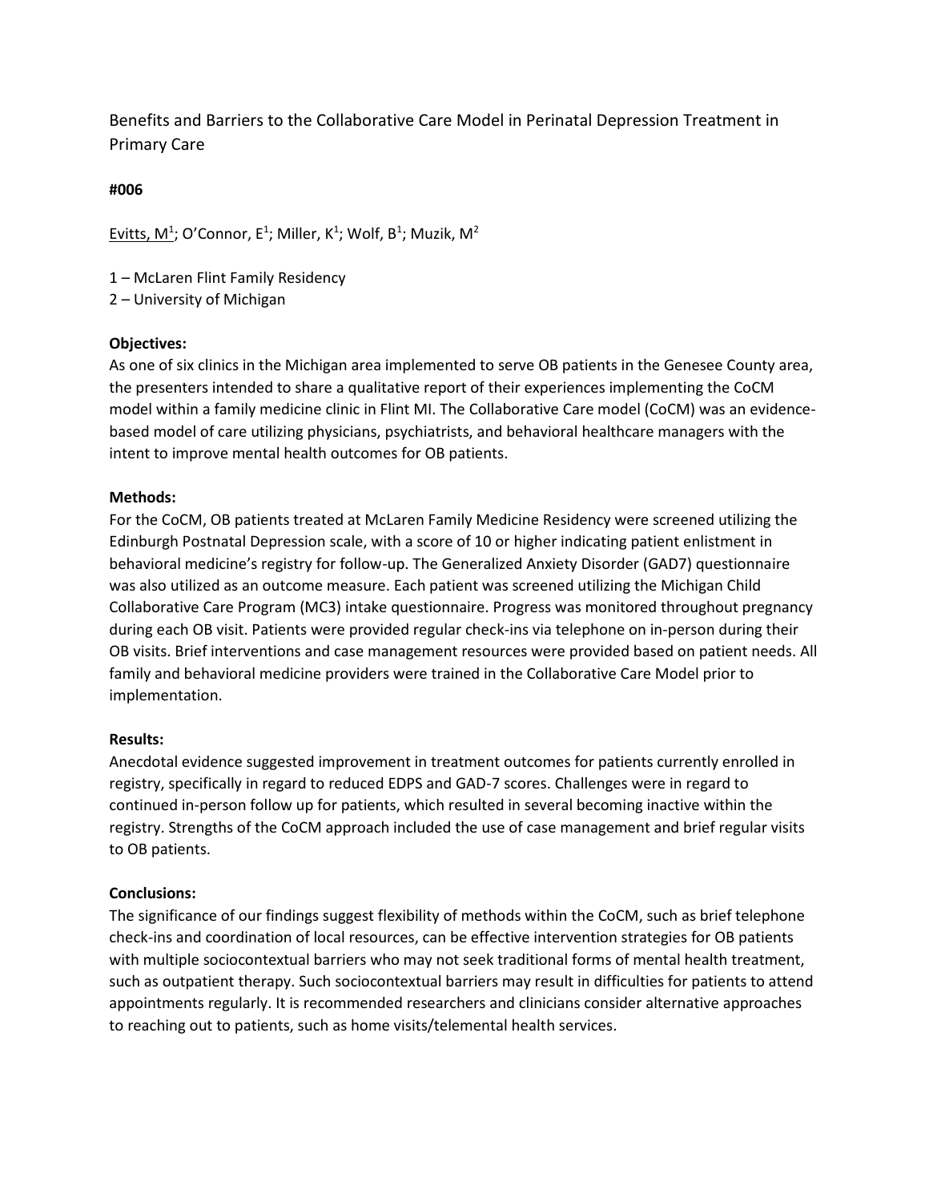# Benefits and Barriers to the Collaborative Care Model in Perinatal Depression Treatment in Primary Care

**#006**

Evitts, M[1]; O'Connor, E[1]; Miller, K[1]; Wolf, B[1]; Muzik, M[2]

1 – McLaren Flint Family Residency
2 – University of Michigan

**Objectives:**
As one of six clinics in the Michigan area implemented to serve OB patients in the Genesee County area, the presenters intended to share a qualitative report of their experiences implementing the CoCM model within a family medicine clinic in Flint MI. The Collaborative Care model (CoCM) was an evidence-based model of care utilizing physicians, psychiatrists, and behavioral healthcare managers with the intent to improve mental health outcomes for OB patients.

**Methods:**
For the CoCM, OB patients treated at McLaren Family Medicine Residency were screened utilizing the Edinburgh Postnatal Depression scale, with a score of 10 or higher indicating patient enlistment in behavioral medicine's registry for follow-up. The Generalized Anxiety Disorder (GAD7) questionnaire was also utilized as an outcome measure. Each patient was screened utilizing the Michigan Child Collaborative Care Program (MC3) intake questionnaire. Progress was monitored throughout pregnancy during each OB visit. Patients were provided regular check-ins via telephone on in-person during their OB visits. Brief interventions and case management resources were provided based on patient needs. All family and behavioral medicine providers were trained in the Collaborative Care Model prior to implementation.

**Results:**
Anecdotal evidence suggested improvement in treatment outcomes for patients currently enrolled in registry, specifically in regard to reduced EDPS and GAD-7 scores. Challenges were in regard to continued in-person follow up for patients, which resulted in several becoming inactive within the registry. Strengths of the CoCM approach included the use of case management and brief regular visits to OB patients.

**Conclusions:**
The significance of our findings suggest flexibility of methods within the CoCM, such as brief telephone check-ins and coordination of local resources, can be effective intervention strategies for OB patients with multiple sociocontextual barriers who may not seek traditional forms of mental health treatment, such as outpatient therapy. Such sociocontextual barriers may result in difficulties for patients to attend appointments regularly. It is recommended researchers and clinicians consider alternative approaches to reaching out to patients, such as home visits/telemental health services.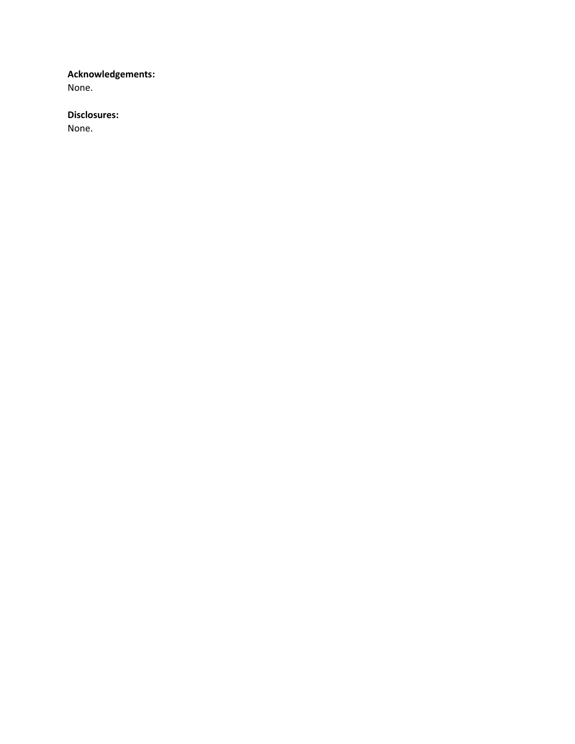**Acknowledgements:**
None.

**Disclosures:**
None.